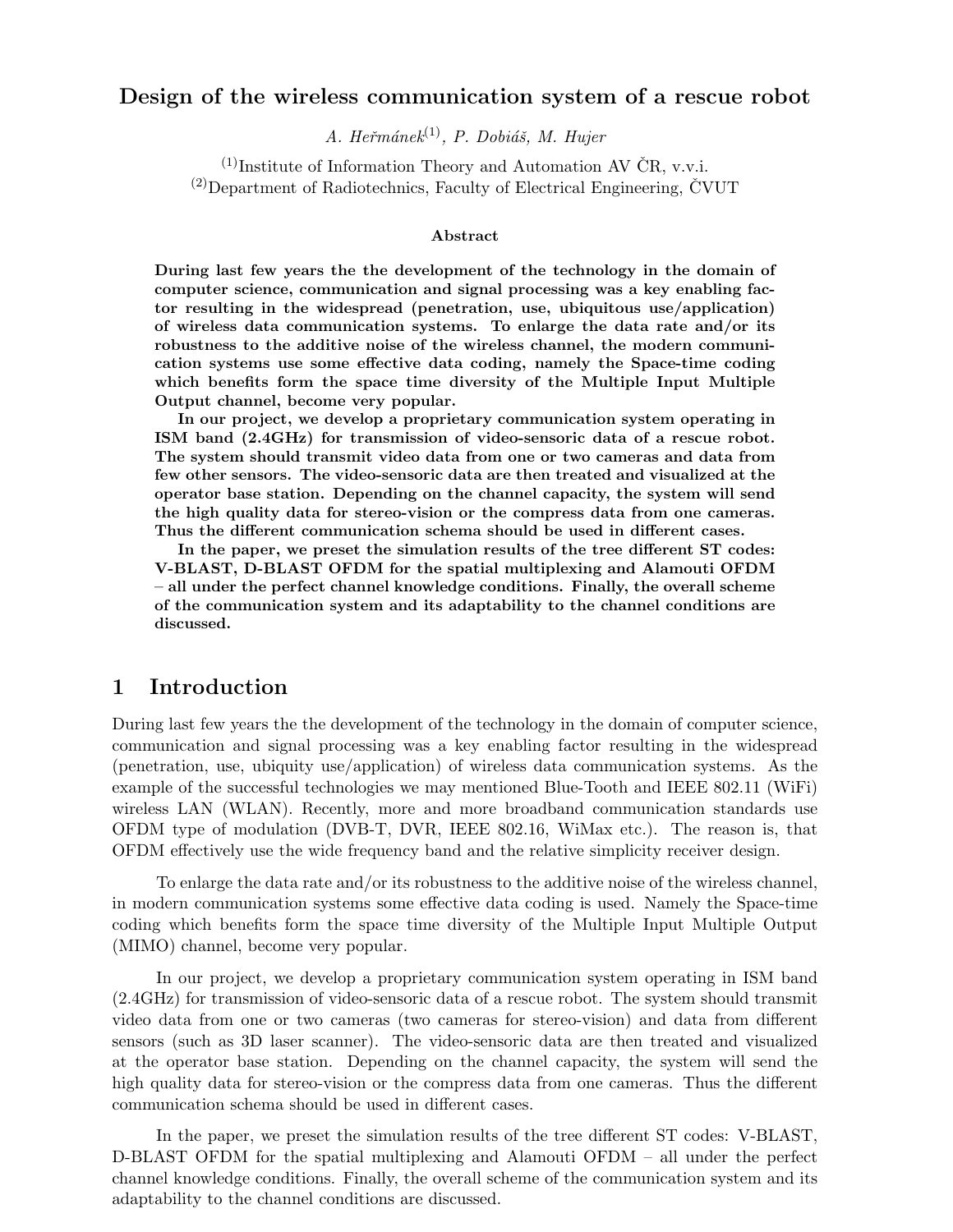# Design of the wireless communication system of a rescue robot

*A. Heřmánek*[(1)]*, P. Dobiáš, M. Hujer*

[(1)]Institute of Information Theory and Automation AV ČR, v.v.i.
[(2)]Department of Radiotechnics, Faculty of Electrical Engineering, ČVUT

### Abstract

**During last few years the the development of the technology in the domain of computer science, communication and signal processing was a key enabling factor resulting in the widespread (penetration, use, ubiquitous use/application) of wireless data communication systems. To enlarge the data rate and/or its robustness to the additive noise of the wireless channel, the modern communication systems use some effective data coding, namely the Space-time coding which benefits form the space time diversity of the Multiple Input Multiple Output channel, become very popular.**

**In our project, we develop a proprietary communication system operating in ISM band (2.4GHz) for transmission of video-sensoric data of a rescue robot. The system should transmit video data from one or two cameras and data from few other sensors. The video-sensoric data are then treated and visualized at the operator base station. Depending on the channel capacity, the system will send the high quality data for stereo-vision or the compress data from one cameras. Thus the different communication schema should be used in different cases.**

**In the paper, we preset the simulation results of the tree different ST codes: V-BLAST, D-BLAST OFDM for the spatial multiplexing and Alamouti OFDM – all under the perfect channel knowledge conditions. Finally, the overall scheme of the communication system and its adaptability to the channel conditions are discussed.**

## 1 Introduction

During last few years the the development of the technology in the domain of computer science, communication and signal processing was a key enabling factor resulting in the widespread (penetration, use, ubiquity use/application) of wireless data communication systems. As the example of the successful technologies we may mentioned Blue-Tooth and IEEE 802.11 (WiFi) wireless LAN (WLAN). Recently, more and more broadband communication standards use OFDM type of modulation (DVB-T, DVR, IEEE 802.16, WiMax etc.). The reason is, that OFDM effectively use the wide frequency band and the relative simplicity receiver design.

To enlarge the data rate and/or its robustness to the additive noise of the wireless channel, in modern communication systems some effective data coding is used. Namely the Space-time coding which benefits form the space time diversity of the Multiple Input Multiple Output (MIMO) channel, become very popular.

In our project, we develop a proprietary communication system operating in ISM band (2.4GHz) for transmission of video-sensoric data of a rescue robot. The system should transmit video data from one or two cameras (two cameras for stereo-vision) and data from different sensors (such as 3D laser scanner). The video-sensoric data are then treated and visualized at the operator base station. Depending on the channel capacity, the system will send the high quality data for stereo-vision or the compress data from one cameras. Thus the different communication schema should be used in different cases.

In the paper, we preset the simulation results of the tree different ST codes: V-BLAST, D-BLAST OFDM for the spatial multiplexing and Alamouti OFDM – all under the perfect channel knowledge conditions. Finally, the overall scheme of the communication system and its adaptability to the channel conditions are discussed.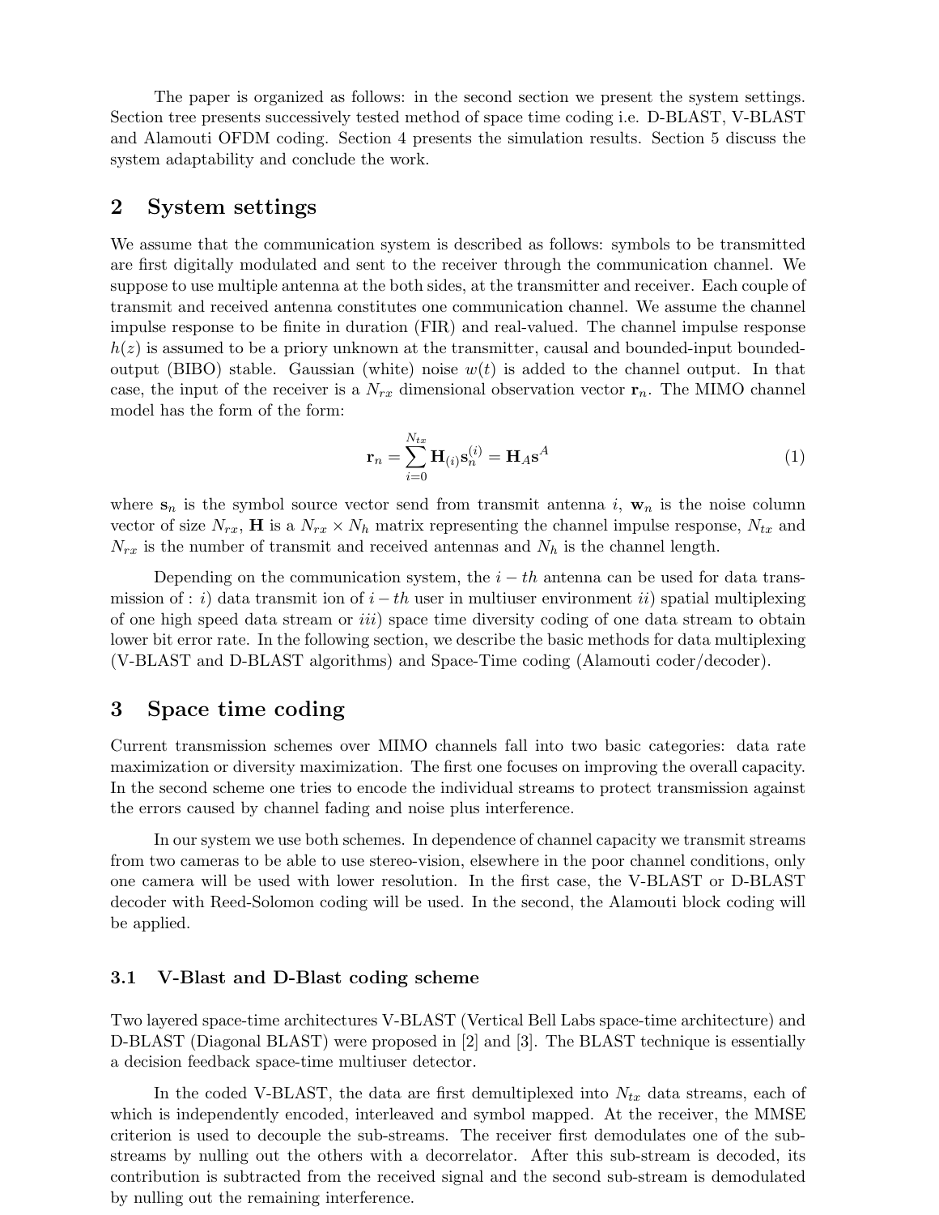The paper is organized as follows: in the second section we present the system settings. Section tree presents successively tested method of space time coding i.e. D-BLAST, V-BLAST and Alamouti OFDM coding. Section 4 presents the simulation results. Section 5 discuss the system adaptability and conclude the work.

## 2 System settings

We assume that the communication system is described as follows: symbols to be transmitted are first digitally modulated and sent to the receiver through the communication channel. We suppose to use multiple antenna at the both sides, at the transmitter and receiver. Each couple of transmit and received antenna constitutes one communication channel. We assume the channel impulse response to be finite in duration (FIR) and real-valued. The channel impulse response $h(z)$ is assumed to be a priory unknown at the transmitter, causal and bounded-input bounded-output (BIBO) stable. Gaussian (white) noise $w(t)$ is added to the channel output. In that case, the input of the receiver is a $N_{rx}$ dimensional observation vector $\mathbf{r}_n$. The MIMO channel model has the form of the form:

$$\mathbf{r}_n = \sum_{i=0}^{N_{tx}} \mathbf{H}_{(i)} \mathbf{s}_n^{(i)} = \mathbf{H}_A \mathbf{s}^A \tag{1}$$

where $\mathbf{s}_n$ is the symbol source vector send from transmit antenna $i$, $\mathbf{w}_n$ is the noise column vector of size $N_{rx}$, $\mathbf{H}$ is a $N_{rx} \times N_h$ matrix representing the channel impulse response, $N_{tx}$ and $N_{rx}$ is the number of transmit and received antennas and $N_h$ is the channel length.

Depending on the communication system, the $i-th$ antenna can be used for data transmission of : $i)$ data transmit ion of $i-th$ user in multiuser environment $ii)$ spatial multiplexing of one high speed data stream or $iii)$ space time diversity coding of one data stream to obtain lower bit error rate. In the following section, we describe the basic methods for data multiplexing (V-BLAST and D-BLAST algorithms) and Space-Time coding (Alamouti coder/decoder).

## 3 Space time coding

Current transmission schemes over MIMO channels fall into two basic categories: data rate maximization or diversity maximization. The first one focuses on improving the overall capacity. In the second scheme one tries to encode the individual streams to protect transmission against the errors caused by channel fading and noise plus interference.

In our system we use both schemes. In dependence of channel capacity we transmit streams from two cameras to be able to use stereo-vision, elsewhere in the poor channel conditions, only one camera will be used with lower resolution. In the first case, the V-BLAST or D-BLAST decoder with Reed-Solomon coding will be used. In the second, the Alamouti block coding will be applied.

### 3.1 V-Blast and D-Blast coding scheme

Two layered space-time architectures V-BLAST (Vertical Bell Labs space-time architecture) and D-BLAST (Diagonal BLAST) were proposed in [2] and [3]. The BLAST technique is essentially a decision feedback space-time multiuser detector.

In the coded V-BLAST, the data are first demultiplexed into $N_{tx}$ data streams, each of which is independently encoded, interleaved and symbol mapped. At the receiver, the MMSE criterion is used to decouple the sub-streams. The receiver first demodulates one of the sub-streams by nulling out the others with a decorrelator. After this sub-stream is decoded, its contribution is subtracted from the received signal and the second sub-stream is demodulated by nulling out the remaining interference.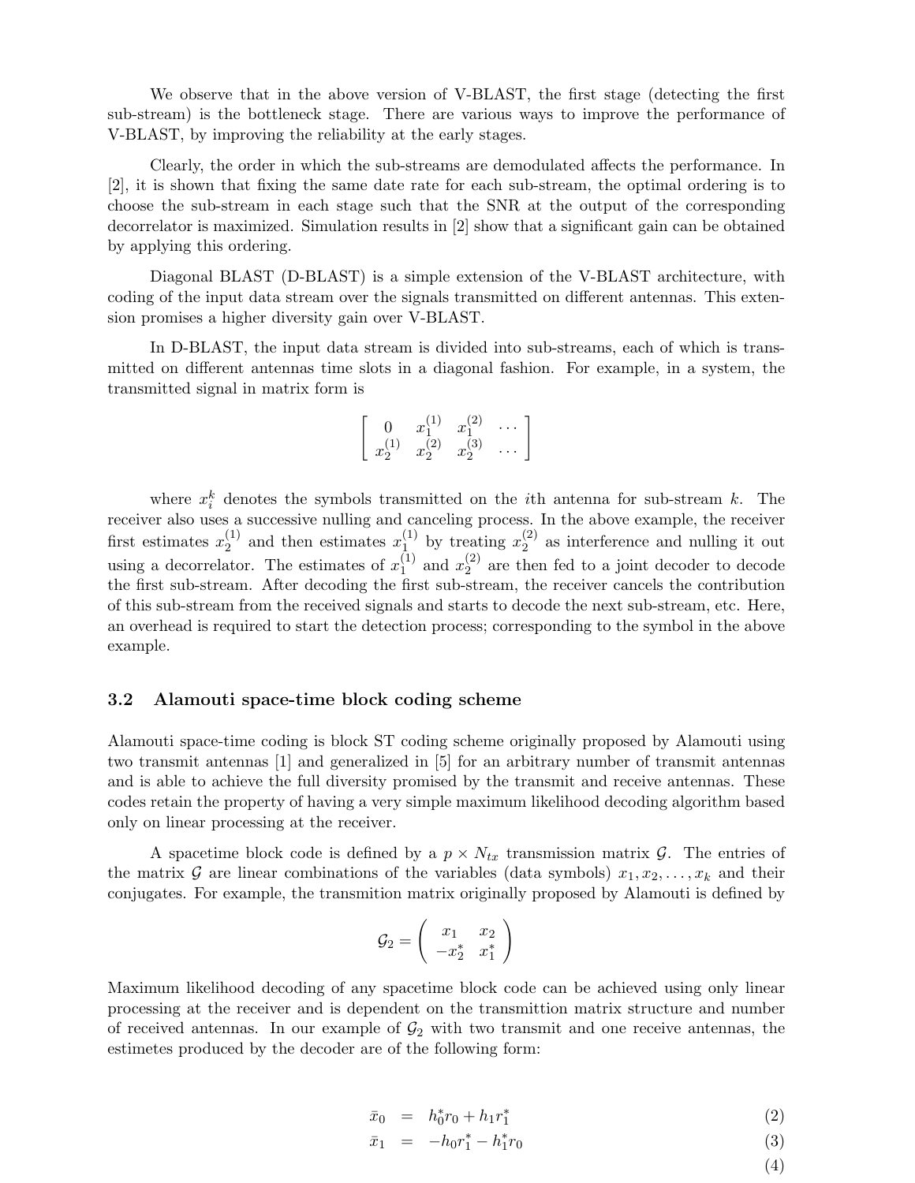We observe that in the above version of V-BLAST, the first stage (detecting the first sub-stream) is the bottleneck stage. There are various ways to improve the performance of V-BLAST, by improving the reliability at the early stages.

Clearly, the order in which the sub-streams are demodulated affects the performance. In [2], it is shown that fixing the same date rate for each sub-stream, the optimal ordering is to choose the sub-stream in each stage such that the SNR at the output of the corresponding decorrelator is maximized. Simulation results in [2] show that a significant gain can be obtained by applying this ordering.

Diagonal BLAST (D-BLAST) is a simple extension of the V-BLAST architecture, with coding of the input data stream over the signals transmitted on different antennas. This extension promises a higher diversity gain over V-BLAST.

In D-BLAST, the input data stream is divided into sub-streams, each of which is transmitted on different antennas time slots in a diagonal fashion. For example, in a system, the transmitted signal in matrix form is

$$\left[ \begin{array}{cccc} 0 & x_1^{(1)} & x_1^{(2)} & \cdots \\ x_2^{(1)} & x_2^{(2)} & x_2^{(3)} & \cdots \end{array} \right]$$

where $x_i^k$ denotes the symbols transmitted on the $i$th antenna for sub-stream $k$. The receiver also uses a successive nulling and canceling process. In the above example, the receiver first estimates $x_2^{(1)}$ and then estimates $x_1^{(1)}$ by treating $x_2^{(2)}$ as interference and nulling it out using a decorrelator. The estimates of $x_1^{(1)}$ and $x_2^{(2)}$ are then fed to a joint decoder to decode the first sub-stream. After decoding the first sub-stream, the receiver cancels the contribution of this sub-stream from the received signals and starts to decode the next sub-stream, etc. Here, an overhead is required to start the detection process; corresponding to the symbol in the above example.

### 3.2 Alamouti space-time block coding scheme

Alamouti space-time coding is block ST coding scheme originally proposed by Alamouti using two transmit antennas [1] and generalized in [5] for an arbitrary number of transmit antennas and is able to achieve the full diversity promised by the transmit and receive antennas. These codes retain the property of having a very simple maximum likelihood decoding algorithm based only on linear processing at the receiver.

A spacetime block code is defined by a $p \times N_{tx}$ transmission matrix $\mathcal{G}$. The entries of the matrix $\mathcal{G}$ are linear combinations of the variables (data symbols) $x_1, x_2, \ldots, x_k$ and their conjugates. For example, the transmition matrix originally proposed by Alamouti is defined by

$$\mathcal{G}_2 = \left( \begin{array}{cc} x_1 & x_2 \\ -x_2^* & x_1^* \end{array} \right)$$

Maximum likelihood decoding of any spacetime block code can be achieved using only linear processing at the receiver and is dependent on the transmittion matrix structure and number of received antennas. In our example of $\mathcal{G}_2$ with two transmit and one receive antennas, the estimetes produced by the decoder are of the following form:

$$\bar{x}_0 = h_0^* r_0 + h_1 r_1^* \tag{2}$$

$$\bar{x}_1 = -h_0 r_1^* - h_1^* r_0 \tag{3}$$

$$\tag{4}$$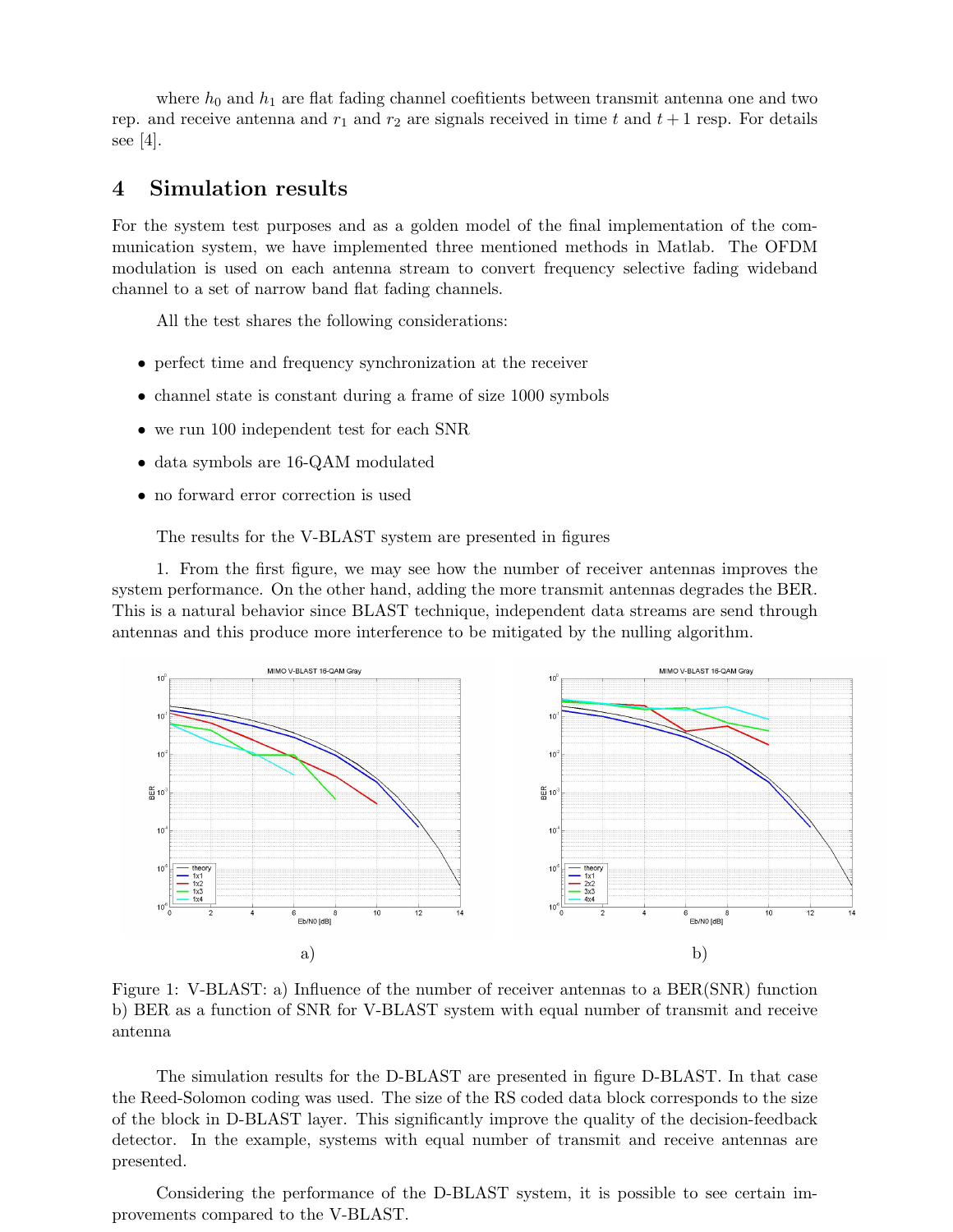where $h_0$ and $h_1$ are flat fading channel coefitients between transmit antenna one and two rep. and receive antenna and $r_1$ and $r_2$ are signals received in time $t$ and $t+1$ resp. For details see [4].

## 4 Simulation results

For the system test purposes and as a golden model of the final implementation of the communication system, we have implemented three mentioned methods in Matlab. The OFDM modulation is used on each antenna stream to convert frequency selective fading wideband channel to a set of narrow band flat fading channels.

All the test shares the following considerations:

- perfect time and frequency synchronization at the receiver
- channel state is constant during a frame of size 1000 symbols
- we run 100 independent test for each SNR
- data symbols are 16-QAM modulated
- no forward error correction is used

The results for the V-BLAST system are presented in figures

1. From the first figure, we may see how the number of receiver antennas improves the system performance. On the other hand, adding the more transmit antennas degrades the BER. This is a natural behavior since BLAST technique, independent data streams are send through antennas and this produce more interference to be mitigated by the nulling algorithm.

a) b)

Figure 1: V-BLAST: a) Influence of the number of receiver antennas to a BER(SNR) function b) BER as a function of SNR for V-BLAST system with equal number of transmit and receive antenna

The simulation results for the D-BLAST are presented in figure D-BLAST. In that case the Reed-Solomon coding was used. The size of the RS coded data block corresponds to the size of the block in D-BLAST layer. This significantly improve the quality of the decision-feedback detector. In the example, systems with equal number of transmit and receive antennas are presented.

Considering the performance of the D-BLAST system, it is possible to see certain improvements compared to the V-BLAST.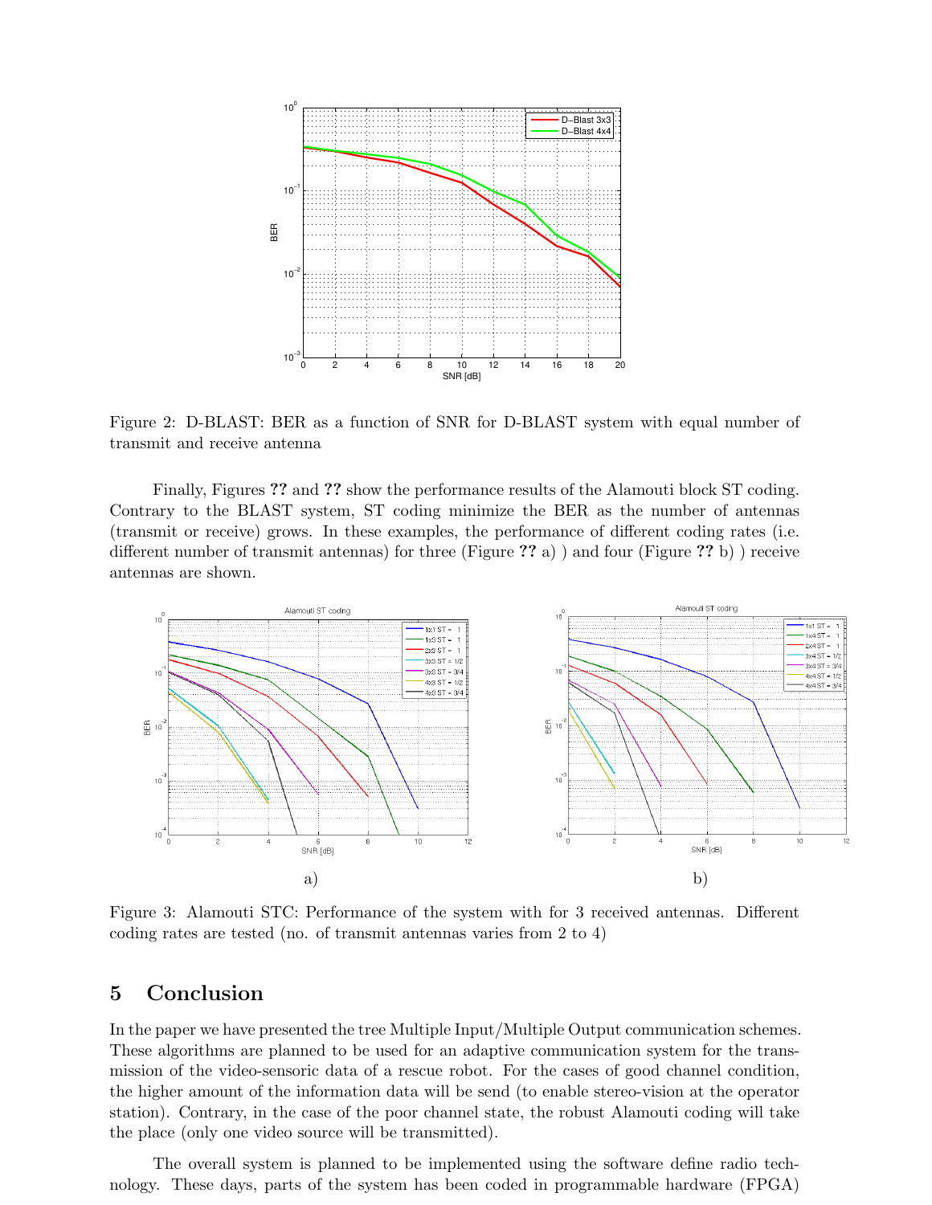Figure 2: D-BLAST: BER as a function of SNR for D-BLAST system with equal number of transmit and receive antenna

Finally, Figures ?? and ?? show the performance results of the Alamouti block ST coding. Contrary to the BLAST system, ST coding minimize the BER as the number of antennas (transmit or receive) grows. In these examples, the performance of different coding rates (i.e. different number of transmit antennas) for three (Figure ?? a) ) and four (Figure ?? b) ) receive antennas are shown.

a) b)

Figure 3: Alamouti STC: Performance of the system with for 3 received antennas. Different coding rates are tested (no. of transmit antennas varies from 2 to 4)

# 5 Conclusion

In the paper we have presented the tree Multiple Input/Multiple Output communication schemes. These algorithms are planned to be used for an adaptive communication system for the transmission of the video-sensoric data of a rescue robot. For the cases of good channel condition, the higher amount of the information data will be send (to enable stereo-vision at the operator station). Contrary, in the case of the poor channel state, the robust Alamouti coding will take the place (only one video source will be transmitted).

The overall system is planned to be implemented using the software define radio technology. These days, parts of the system has been coded in programmable hardware (FPGA)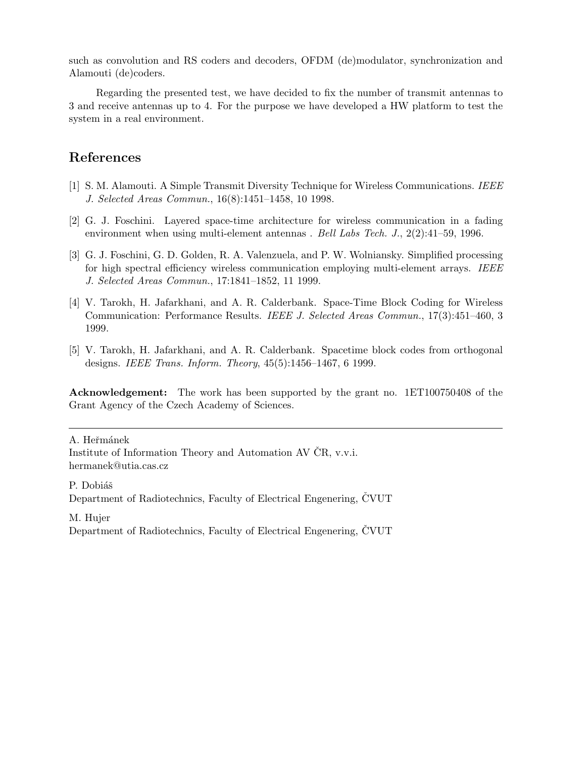such as convolution and RS coders and decoders, OFDM (de)modulator, synchronization and Alamouti (de)coders.

Regarding the presented test, we have decided to fix the number of transmit antennas to 3 and receive antennas up to 4. For the purpose we have developed a HW platform to test the system in a real environment.

## References

[1] S. M. Alamouti. A Simple Transmit Diversity Technique for Wireless Communications. *IEEE J. Selected Areas Commun.*, 16(8):1451–1458, 10 1998.

[2] G. J. Foschini. Layered space-time architecture for wireless communication in a fading environment when using multi-element antennas . *Bell Labs Tech. J.*, 2(2):41–59, 1996.

[3] G. J. Foschini, G. D. Golden, R. A. Valenzuela, and P. W. Wolniansky. Simplified processing for high spectral efficiency wireless communication employing multi-element arrays. *IEEE J. Selected Areas Commun.*, 17:1841–1852, 11 1999.

[4] V. Tarokh, H. Jafarkhani, and A. R. Calderbank. Space-Time Block Coding for Wireless Communication: Performance Results. *IEEE J. Selected Areas Commun.*, 17(3):451–460, 3 1999.

[5] V. Tarokh, H. Jafarkhani, and A. R. Calderbank. Spacetime block codes from orthogonal designs. *IEEE Trans. Inform. Theory*, 45(5):1456–1467, 6 1999.

**Acknowledgement:** The work has been supported by the grant no. 1ET100750408 of the Grant Agency of the Czech Academy of Sciences.

---

A. Heřmánek
Institute of Information Theory and Automation AV ČR, v.v.i.
hermanek@utia.cas.cz

P. Dobiáš
Department of Radiotechnics, Faculty of Electrical Engenering, ČVUT

M. Hujer
Department of Radiotechnics, Faculty of Electrical Engenering, ČVUT